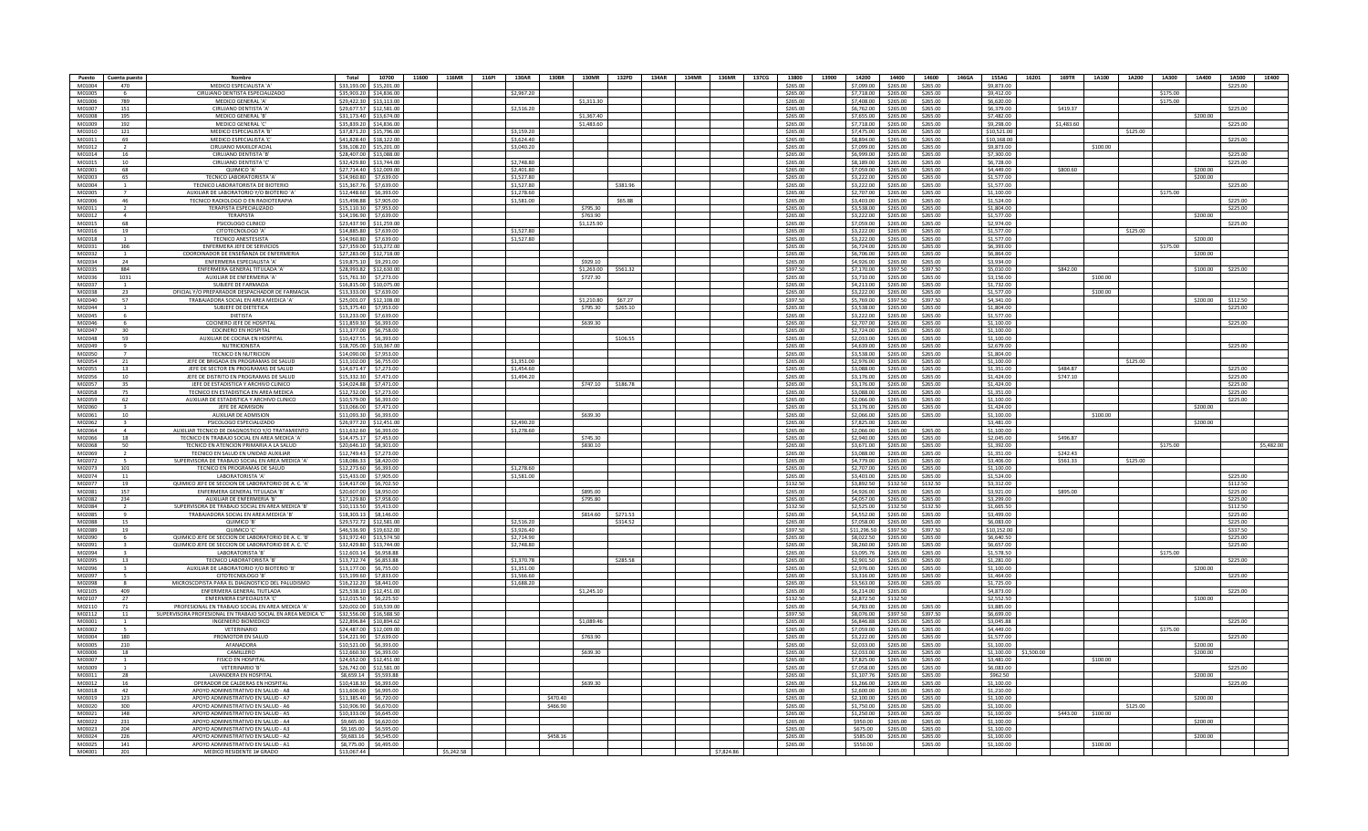| Puesto | Cuenta puesto | Nombre | Total | 10700 | 11600 | 136MR | 116PI | 130AR | 130BR | 130MR | 132PD | 134AR | 134MR | 136MR | 137CG | 13800 | 13900 | 14200 | 14400 | 14600 | 146GA | 15AAG | 16201 | 169TR | 1A100 | 1A200 | 1A300 | 1A400 | 1A500 | 1E400 |
|---|---|---|---|---|---|---|---|---|---|---|---|---|---|---|---|---|---|---|---|---|---|---|---|---|---|---|---|---|---|---|
| M01004 | 470 | MEDICO ESPECIALISTA 'A' | $33,193.00 | $15,201.00 | | | | | | | | | | | | $265.00 | | $7,099.00 | $265.00 | $265.00 | | $9,873.00 | | | | | | | $225.00 | |
| M01005 | 6 | CIRUJANO DENTISTA ESPECIALIZADO | $35,903.20 | $14,836.00 | | | | $2,967.20 | | | | | | | | $265.00 | | $7,718.00 | $265.00 | $265.00 | | $9,412.00 | | | | | $175.00 | | | |
| M01006 | 789 | MEDICO GENERAL 'A' | $29,422.30 | $13,113.00 | | | | | | $1,311.30 | | | | | | $265.00 | | $7,408.00 | $265.00 | $265.00 | | $6,620.00 | | | | | $175.00 | | | |
| M01007 | 151 | CIRUJANO DENTISTA 'A' | $29,677.57 | $12,581.00 | | | | $2,516.20 | | | | | | | | $265.00 | | $6,762.00 | $265.00 | $265.00 | | $6,379.00 | | $419.37 | | | | | $225.00 | |
| M01008 | 395 | MEDICO GENERAL 'B' | $31,173.40 | $13,674.00 | | | | | | $1,367.40 | | | | | | $265.00 | | $7,655.00 | $265.00 | $265.00 | | $7,482.00 | | | | | | $200.00 | | |
| M01009 | 392 | MEDICO GENERAL 'C' | $35,839.20 | $14,836.00 | | | | | | $1,483.60 | | | | | | $265.00 | | $7,718.00 | $265.00 | $265.00 | | $9,298.00 | | $1,483.60 | | | | | $225.00 | |
| M01010 | 121 | MEDICO ESPECIALISTA 'B' | $37,871.20 | $15,796.00 | | | | $3,159.20 | | | | | | | | $265.00 | | $7,475.00 | $265.00 | $265.00 | | $10,521.00 | | | | $125.00 | | | | |
| M01011 | 69 | MEDICO ESPECIALISTA 'C' | $41,828.40 | $18,122.00 | | | | $3,624.40 | | | | | | | | $265.00 | | $8,894.00 | $265.00 | $265.00 | | $10,168.00 | | | | | | | $225.00 | |
| M01012 | 2 | CIRUJANO MAXILOFACIAL | $36,108.20 | $15,201.00 | | | | $3,040.20 | | | | | | | | $265.00 | | $7,099.00 | $265.00 | $265.00 | | $9,873.00 | | | $100.00 | | | | | |
| M01014 | 16 | CIRUJANO DENTISTA 'B' | $28,407.00 | $13,088.00 | | | | | | | | | | | | $265.00 | | $6,999.00 | $265.00 | $265.00 | | $7,300.00 | | | | | | | $225.00 | |
| M01015 | 10 | CIRUJANO DENTISTA 'C' | $32,429.80 | $13,744.00 | | | | $2,748.80 | | | | | | | | $265.00 | | $8,189.00 | $265.00 | $265.00 | | $6,728.00 | | | | | | | $225.00 | |
| M02001 | 68 | QUIMICO 'A' | $27,714.40 | $12,009.00 | | | | $2,401.80 | | | | | | | | $265.00 | | $7,059.00 | $265.00 | $265.00 | | $4,449.00 | | $800.60 | | | | $200.00 | | |
| M02003 | 65 | TECNICO LABORATORISTA 'A' | $14,960.80 | $7,639.00 | | | | $1,527.80 | | | | | | | | $265.00 | | $3,222.00 | $265.00 | $265.00 | | $1,577.00 | | | | | | $200.00 | | |
| M02004 | 1 | TECNICO LABORATORISTA DE BIOTERIO | $15,367.76 | $7,639.00 | | | | $1,527.80 | | | $381.96 | | | | | $265.00 | | $3,222.00 | $265.00 | $265.00 | | $1,577.00 | | | | | | | $225.00 | |
| M02005 | 7 | AUXILIAR DE LABORATORIO Y/O BIOTERIO 'A' | $12,448.60 | $6,393.00 | | | | $1,278.60 | | | | | | | | $265.00 | | $2,707.00 | $265.00 | $265.00 | | $1,100.00 | | | | | $175.00 | | | |
| M02009 | 46 | TECNICO RADIOLOGO O EN RADIOTERAPIA | $15,498.88 | $7,905.00 | | | | $1,581.00 | | | $65.88 | | | | | $265.00 | | $3,403.00 | $265.00 | $265.00 | | $1,524.00 | | | | | | | $225.00 | |
| M02011 | 2 | TERAPISTA ESPECIALIZADO | $15,110.30 | $7,953.00 | | | | | | $795.30 | | | | | | $265.00 | | $3,538.00 | $265.00 | $265.00 | | $1,804.00 | | | | | | | $225.00 | |
| M02012 | 4 | TERAPISTA | $14,196.90 | $7,639.00 | | | | | | $763.90 | | | | | | $265.00 | | $3,222.00 | $265.00 | $265.00 | | $1,577.00 | | | | | | $200.00 | | |
| M02015 | 68 | PSICOLOGO CLINICO | $23,437.90 | $11,259.00 | | | | | | $1,125.90 | | | | | | $265.00 | | $7,059.00 | $265.00 | $265.00 | | $2,974.00 | | | | | | | $225.00 | |
| M02016 | 19 | CITOTECNOLOGO 'A' | $14,885.80 | $7,639.00 | | | | $1,527.80 | | | | | | | | $265.00 | | $3,222.00 | $265.00 | $265.00 | | $1,577.00 | | | | $125.00 | | | | |
| M02018 | 1 | TECNICO ANESTESISTA | $14,960.80 | $7,639.00 | | | | $1,527.80 | | | | | | | | $265.00 | | $3,222.00 | $265.00 | $265.00 | | $1,577.00 | | | | | | $200.00 | | |
| M02031 | 166 | ENFERMERA JEFE DE SERVICIOS | $27,359.00 | $13,272.00 | | | | | | | | | | | | $265.00 | | $6,724.00 | $265.00 | $265.00 | | $6,393.00 | | | | | $175.00 | | | |
| M02032 | 1 | COORDINADOR DE ENSEÑANZA DE ENFERMERIA | $27,283.00 | $12,718.00 | | | | | | | | | | | | $265.00 | | $6,706.00 | $265.00 | $265.00 | | $6,864.00 | | | | | | $200.00 | | |
| M02034 | 24 | ENFERMERA ESPECIALISTA 'A' | $19,875.10 | $9,291.00 | | | | | | $929.10 | | | | | | $265.00 | | $4,926.00 | $265.00 | $265.00 | | $3,934.00 | | | | | | | | |
| M02035 | 884 | ENFERMERA GENERAL TITULADA 'A' | $28,993.82 | $12,630.00 | | | | | | $1,263.00 | $561.32 | | | | | $397.50 | | $7,170.00 | $397.50 | $397.50 | | $5,010.00 | | $842.00 | | | | $100.00 | $225.00 | |
| M02036 | 1031 | AUXILIAR DE ENFERMERIA 'A' | $15,761.30 | $7,273.00 | | | | | | $727.30 | | | | | | $265.00 | | $3,710.00 | $265.00 | $265.00 | | $3,156.00 | | | $100.00 | | | | | |
| M02037 | 1 | SUBJEFE DE FARMACIA | $16,835.00 | $10,075.00 | | | | | | | | | | | | $265.00 | | $4,213.00 | $265.00 | $265.00 | | $1,732.00 | | | | | | | | |
| M02038 | 23 | OFICIAL Y/O PREPARADOR DESPACHADOR DE FARMACIA | $13,333.00 | $7,639.00 | | | | | | | | | | | | $265.00 | | $3,222.00 | $265.00 | $265.00 | | $1,577.00 | | | $100.00 | | | | | |
| M02040 | 57 | TRABAJADORA SOCIAL EN AREA MEDICA 'A' | $25,001.07 | $12,108.00 | | | | | | $1,210.80 | $67.27 | | | | | $397.50 | | $5,769.00 | $397.50 | $397.50 | | $4,341.00 | | | | | | $200.00 | $112.50 | |
| M02044 | 1 | SUBJEFE DE DIETETICA | $15,375.40 | $7,953.00 | | | | | | $795.30 | $265.10 | | | | | $265.00 | | $3,538.00 | $265.00 | $265.00 | | $1,804.00 | | | | | | | $225.00 | |
| M02045 | 6 | DIETISTA | $13,233.00 | $7,639.00 | | | | | | | | | | | | $265.00 | | $3,222.00 | $265.00 | $265.00 | | $1,577.00 | | | | | | | | |
| M02046 | 6 | COCINERO JEFE DE HOSPITAL | $11,859.30 | $6,393.00 | | | | | | $639.30 | | | | | | $265.00 | | $2,707.00 | $265.00 | $265.00 | | $1,100.00 | | | | | | | $225.00 | |
| M02047 | 30 | COCINERO EN HOSPITAL | $11,377.00 | $6,758.00 | | | | | | | | | | | | $265.00 | | $2,724.00 | $265.00 | $265.00 | | $1,100.00 | | | | | | | | |
| M02048 | 59 | AUXILIAR DE COCINA EN HOSPITAL | $10,427.55 | $6,393.00 | | | | | | | $106.55 | | | | | $265.00 | | $2,033.00 | $265.00 | $265.00 | | $1,100.00 | | | | | | | | |
| M02049 | 9 | NUTRICIONISTA | $18,705.00 | $10,367.00 | | | | | | | | | | | | $265.00 | | $4,639.00 | $265.00 | $265.00 | | $2,679.00 | | | | | | | $225.00 | |
| M02050 | 7 | TECNICO EN NUTRICION | $14,090.00 | $7,953.00 | | | | | | | | | | | | $265.00 | | $3,538.00 | $265.00 | $265.00 | | $1,804.00 | | | | | | | | |
| M02054 | 21 | JEFE DE BRIGADA EN PROGRAMAS DE SALUD | $13,102.00 | $6,755.00 | | | | $1,351.00 | | | | | | | | $265.00 | | $2,976.00 | $265.00 | $265.00 | | $1,100.00 | | | | $125.00 | | | | |
| M02055 | 13 | JEFE DE SECTOR EN PROGRAMAS DE SALUD | $14,671.47 | $7,273.00 | | | | $1,454.60 | | | | | | | | $265.00 | | $3,088.00 | $265.00 | $265.00 | | $1,351.00 | | $484.87 | | | | | $225.00 | |
| M02056 | 10 | JEFE DE DISTRITO EN PROGRAMAS DE SALUD | $15,332.30 | $7,471.00 | | | | $1,494.20 | | | | | | | | $265.00 | | $3,176.00 | $265.00 | $265.00 | | $1,424.00 | | $747.10 | | | | | $225.00 | |
| M02057 | 35 | JEFE DE ESTADISTICA Y ARCHIVO CLINICO | $14,024.88 | $7,471.00 | | | | | | $747.10 | $186.78 | | | | | $265.00 | | $3,176.00 | $265.00 | $265.00 | | $1,424.00 | | | | | | | $225.00 | |
| M02058 | 75 | TECNICO EN ESTADISTICA EN AREA MEDICA | $12,732.00 | $7,273.00 | | | | | | | | | | | | $265.00 | | $3,088.00 | $265.00 | $265.00 | | $1,351.00 | | | | | | | $225.00 | |
| M02059 | 62 | AUXILIAR DE ESTADISTICA Y ARCHIVO CLINICO | $10,579.00 | $6,393.00 | | | | | | | | | | | | $265.00 | | $2,066.00 | $265.00 | $265.00 | | $1,100.00 | | | | | | | $225.00 | |
| M02060 | 3 | JEFE DE ADMISION | $13,066.00 | $7,471.00 | | | | | | | | | | | | $265.00 | | $3,176.00 | $265.00 | $265.00 | | $1,424.00 | | | | | | $200.00 | | |
| M02061 | 10 | AUXILIAR DE ADMISION | $11,093.30 | $6,393.00 | | | | | | $639.30 | | | | | | $265.00 | | $2,066.00 | $265.00 | $265.00 | | $1,100.00 | | | $100.00 | | | | | |
| M02062 | 3 | PSICOLOGO ESPECIALIZADO | $26,977.20 | $12,451.00 | | | | $2,490.20 | | | | | | | | $265.00 | | $7,825.00 | $265.00 | | | $3,481.00 | | | | | | $200.00 | | |
| M02064 | 4 | AUXILIAR TECNICO DE DIAGNOSTICO Y/O TRATAMIENTO | $11,632.60 | $6,393.00 | | | | $1,278.60 | | | | | | | | $265.00 | | $2,066.00 | $265.00 | $265.00 | | $1,100.00 | | | | | | | | |
| M02066 | 18 | TECNICO EN TRABAJO SOCIAL EN AREA MEDICA 'A' | $14,475.17 | $7,453.00 | | | | | | $745.30 | | | | | | $265.00 | | $2,940.00 | $265.00 | $265.00 | | $2,045.00 | | $496.87 | | | | | | |
| M02068 | 50 | TECNICO EN ATENCION PRIMARIA A LA SALUD | $20,846.10 | $8,301.00 | | | | | | $830.10 | | | | | | $265.00 | | $3,671.00 | $265.00 | $265.00 | | $1,392.00 | | | | | $175.00 | | | $5,482.00 |
| M02069 | 2 | TECNICO EN SALUD EN UNIDAD AUXILIAR | $12,749.43 | $7,273.00 | | | | | | | | | | | | $265.00 | | $3,088.00 | $265.00 | $265.00 | | $1,351.00 | | $242.43 | | | | | | |
| M02072 | 5 | SUPERVISORA DE TRABAJO SOCIAL EN AREA MEDICA 'A' | $18,086.33 | $8,420.00 | | | | | | | | | | | | $265.00 | | $4,779.00 | $265.00 | $265.00 | | $3,406.00 | | $561.33 | | $125.00 | | | | |
| M02073 | 101 | TECNICO EN PROGRAMAS DE SALUD | $12,273.60 | $6,393.00 | | | | $1,278.60 | | | | | | | | $265.00 | | $2,707.00 | $265.00 | $265.00 | | $1,100.00 | | | | | | | | |
| M02074 | 11 | LABORATORISTA 'A' | $15,433.00 | $7,905.00 | | | | $1,581.00 | | | | | | | | $265.00 | | $3,403.00 | $265.00 | $265.00 | | $1,524.00 | | | | | | | $225.00 | |
| M02077 | 19 | QUIMICO JEFE DE SECCION DE LABORATORIO DE A. C. 'A' | $14,417.00 | $6,702.50 | | | | | | | | | | | | $132.50 | | $3,892.50 | $132.50 | $132.50 | | $3,312.00 | | | | | | | $112.50 | |
| M02081 | 157 | ENFERMERA GENERAL TITULADA 'B' | $20,607.00 | $8,950.00 | | | | | | $895.00 | | | | | | $265.00 | | $4,926.00 | $265.00 | $265.00 | | $3,921.00 | | $895.00 | | | | | $225.00 | |
| M02082 | 234 | AUXILIAR DE ENFERMERIA 'B' | $17,129.80 | $7,958.00 | | | | | | $795.80 | | | | | | $265.00 | | $4,057.00 | $265.00 | $265.00 | | $3,299.00 | | | | | | | $225.00 | |
| M02084 | 2 | SUPERVISORA DE TRABAJO SOCIAL EN AREA MEDICA 'B' | $10,133.50 | $5,413.00 | | | | | | | | | | | | $132.50 | | $2,525.00 | $132.50 | $132.50 | | $1,665.50 | | | | | | | $112.50 | |
| M02085 | 9 | TRABAJADORA SOCIAL EN AREA MEDICA 'B' | $18,303.13 | $8,146.00 | | | | | | $814.60 | $271.53 | | | | | $265.00 | | $4,552.00 | $265.00 | $265.00 | | $3,499.00 | | | | | | | $225.00 | |
| M02088 | 15 | QUIMICO 'B' | $29,572.72 | $12,581.00 | | | | $2,516.20 | | | $314.52 | | | | | $265.00 | | $7,058.00 | $265.00 | $265.00 | | $6,083.00 | | | | | | | $225.00 | |
| M02089 | 19 | QUIMICO 'C' | $46,536.90 | $19,632.00 | | | | $3,926.40 | | | | | | | | $397.50 | | $11,296.50 | $397.50 | $397.50 | | $10,152.00 | | | | | | | $337.50 | |
| M02090 | 6 | QUIMICO JEFE DE SECCION DE LABORATORIO DE A. C. 'B' | $33,972.40 | $13,574.50 | | | | $2,714.90 | | | | | | | | $265.00 | | $8,022.50 | $265.00 | $265.00 | | $6,640.50 | | | | | | | $225.00 | |
| M02091 | 3 | QUIMICO JEFE DE SECCION DE LABORATORIO DE A. C. 'C' | $32,429.80 | $13,744.00 | | | | $2,748.80 | | | | | | | | $265.00 | | $8,260.00 | $265.00 | $265.00 | | $6,657.00 | | | | | | | $225.00 | |
| M02094 | 3 | LABORATORISTA 'B' | $12,603.14 | $6,958.88 | | | | | | | | | | | | $265.00 | | $3,095.76 | $265.00 | $265.00 | | $1,578.50 | | | | | $175.00 | | | |
| M02095 | 13 | TECNICO LABORATORISTA 'B' | $13,712.74 | $6,853.88 | | | | $1,370.78 | | | $285.58 | | | | | $265.00 | | $2,901.50 | $265.00 | $265.00 | | $1,281.00 | | | | | | | $225.00 | |
| M02096 | 3 | AUXILIAR DE LABORATORIO Y/O BIOTERIO 'B' | $13,177.00 | $6,755.00 | | | | $1,351.00 | | | | | | | | $265.00 | | $2,976.00 | $265.00 | $265.00 | | $1,100.00 | | | | | | $200.00 | | |
| M02097 | 5 | CITOTECNOLOGO 'B' | $15,199.60 | $7,833.00 | | | | $1,566.60 | | | | | | | | $265.00 | | $3,316.00 | $265.00 | $265.00 | | $1,464.00 | | | | | | | $225.00 | |
| M02098 | 8 | MICROSCOPISTA PARA EL DIAGNOSTICO DEL PALUDISMO | $16,212.20 | $8,441.00 | | | | $1,688.20 | | | | | | | | $265.00 | | $3,563.00 | $265.00 | $265.00 | | $1,725.00 | | | | | | | | |
| M02105 | 409 | ENFERMERA GENERAL TIUTLADA | $25,538.10 | $12,451.00 | | | | | | $1,245.10 | | | | | | $265.00 | | $6,214.00 | $265.00 | $265.00 | | $4,873.00 | | | | | | | $225.00 | |
| M02107 | 27 | ENFERMERA ESPECIALISTA 'C' | $12,035.50 | $6,225.50 | | | | | | | | | | | | $132.50 | | $2,872.50 | $132.50 | | | $2,552.50 | | | | | | $100.00 | | |
| M02110 | 71 | PROFESIONAL EN TRABAJO SOCIAL EN AREA MEDICA 'A' | $20,002.00 | $10,539.00 | | | | | | | | | | | | $265.00 | | $4,783.00 | $265.00 | $265.00 | | $3,885.00 | | | | | | | | |
| M02112 | 11 | SUPERVISORA PROFESIONAL EN TRABAJO SOCIAL EN AREA MEDICA 'C' | $32,556.00 | $16,588.50 | | | | | | | | | | | | $397.50 | | $8,076.00 | $397.50 | $397.50 | | $6,699.00 | | | | | | | | |
| M03001 | 1 | INGENIERO BIOMEDICO | $22,896.84 | $10,894.62 | | | | | | $1,089.46 | | | | | | $265.00 | | $6,846.88 | $265.00 | $265.00 | | $3,045.88 | | | | | | | $225.00 | |
| M03002 | 5 | VETERINARIO | $24,487.00 | $12,009.00 | | | | | | | | | | | | $265.00 | | $7,059.00 | $265.00 | $265.00 | | $4,449.00 | | | | | $175.00 | | | |
| M03004 | 180 | PROMOTOR EN SALUD | $14,221.90 | $7,639.00 | | | | | | $763.90 | | | | | | $265.00 | | $3,222.00 | $265.00 | $265.00 | | $1,577.00 | | | | | | | $225.00 | |
| M03005 | 210 | AFANADORA | $10,521.00 | $6,393.00 | | | | | | | | | | | | $265.00 | | $2,033.00 | $265.00 | $265.00 | | $1,100.00 | | | | | | $200.00 | | |
| M03006 | 18 | CAMILLERO | $12,660.30 | $6,393.00 | | | | | | $639.30 | | | | | | $265.00 | | $2,033.00 | $265.00 | $265.00 | | $1,100.00 | $1,500.00 | | | | | $200.00 | | |
| M03007 | 1 | FISICO EN HOSPITAL | $24,652.00 | $12,451.00 | | | | | | | | | | | | $265.00 | | $7,825.00 | $265.00 | $265.00 | | $3,481.00 | | | $100.00 | | | | | |
| M03009 | 1 | VETERINARIO 'B' | $26,742.00 | $12,581.00 | | | | | | | | | | | | $265.00 | | $7,058.00 | $265.00 | $265.00 | | $6,083.00 | | | | | | | $225.00 | |
| M03011 | 28 | LAVANDERA EN HOSPITAL | $8,659.14 | $5,593.88 | | | | | | | | | | | | $265.00 | | $1,307.76 | $265.00 | $265.00 | | $962.50 | | | | | | $200.00 | | |
| M03012 | 16 | OPERADOR DE CALDERAS EN HOSPITAL | $10,418.30 | $6,393.00 | | | | | | $639.30 | | | | | | $265.00 | | $1,266.00 | $265.00 | $265.00 | | $1,100.00 | | | | | | | $225.00 | |
| M03018 | 42 | APOYO ADMINISTRATIVO EN SALUD - A8 | $11,600.00 | $6,995.00 | | | | | | | | | | | | $265.00 | | $2,600.00 | $265.00 | $265.00 | | $1,210.00 | | | | | | | | |
| M03019 | 123 | APOYO ADMINISTRATIVO EN SALUD - A7 | $11,385.40 | $6,720.00 | | | | | $470.40 | | | | | | | $265.00 | | $2,100.00 | $265.00 | $265.00 | | $1,100.00 | | | | | | $200.00 | | |
| M03020 | 300 | APOYO ADMINISTRATIVO EN SALUD - A6 | $10,906.90 | $6,670.00 | | | | | $466.90 | | | | | | | $265.00 | | $1,750.00 | $265.00 | $265.00 | | $1,100.00 | | | | $125.00 | | | | |
| M03021 | 148 | APOYO ADMINISTRATIVO EN SALUD - A5 | $10,333.00 | $6,645.00 | | | | | | | | | | | | $265.00 | | $1,250.00 | $265.00 | $265.00 | | $1,100.00 | | $443.00 | $100.00 | | | | | |
| M03022 | 231 | APOYO ADMINISTRATIVO EN SALUD - A4 | $9,665.00 | $6,620.00 | | | | | | | | | | | | $265.00 | | $950.00 | $265.00 | $265.00 | | $1,100.00 | | | | | | $200.00 | | |
| M03023 | 204 | APOYO ADMINISTRATIVO EN SALUD - A3 | $9,165.00 | $6,595.00 | | | | | | | | | | | | $265.00 | | $675.00 | $265.00 | $265.00 | | $1,100.00 | | | | | | | | |
| M03024 | 226 | APOYO ADMINISTRATIVO EN SALUD - A2 | $9,683.16 | $6,545.00 | | | | | $458.16 | | | | | | | $265.00 | | $585.00 | $265.00 | $265.00 | | $1,100.00 | | | | | | $200.00 | | |
| M03025 | 141 | APOYO ADMINISTRATIVO EN SALUD - A1 | $8,775.00 | $6,495.00 | | | | | | | | | | | | $265.00 | | $550.00 | | $265.00 | | $1,100.00 | | | $100.00 | | | | | |
| M04001 | 201 | MEDICO RESIDENTE 1er GRADO | $13,067.44 | | | $5,242.58 | | | | | | | | $7,824.86 | | | | | | | | | | | | | | | | |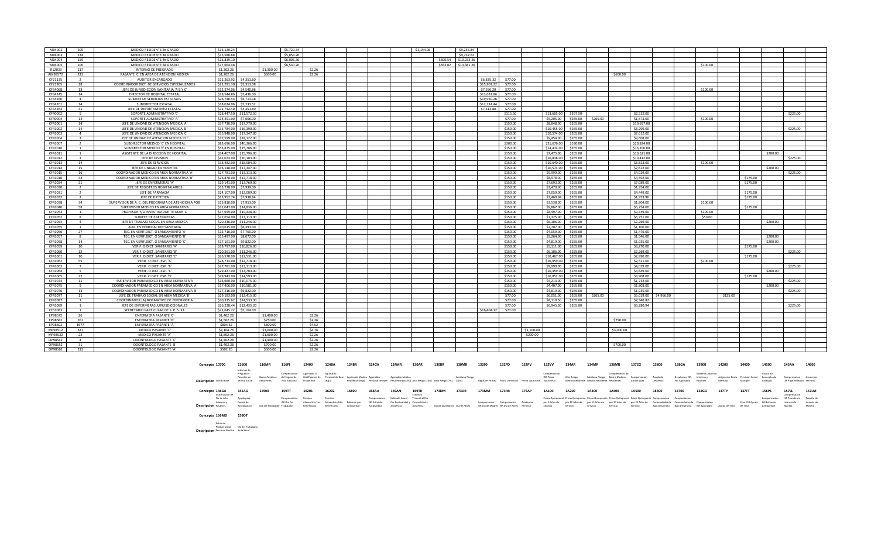| | | | | | | | | | | | | | | | | | | | | | | |
|---|---|---|---|---|---|---|---|---|---|---|---|---|---|---|---|---|---|---|---|---|---|---|
| M04002 | 205 | MEDICO RESIDENTE 2# GRADO | $16,120.24 | | $5,720.34 | | $1,144.06 | $9,255.84 | | | | | | | | | | | | | | |
| M04003 | 224 | MEDICO RESIDENTE 3# GRADO | $15,586.88 | | $5,854.26 | | | $9,712.62 | | | | | | | | | | | | | | |
| M04004 | 159 | MEDICO RESIDENTE 4# GRADO | $16,839.10 | | $6,005.30 | | $600.54 | $10,233.26 | | | | | | | | | | | | | | |
| M04005 | 100 | MEDICO RESIDENTE 5# GRADO | $17,664.48 | | $6,530.20 | | $653.02 | $10,381.26 | | | | | | | | | | $100.00 | | | | |
| R12033 | 217 | INTERNO DE PREGRADO | $1,302.26 | | $1,300.00 | $2.26 | | | | | | | | | | | | | | | | |
| AMM8572 | 231 | PASANTE 'C' EN AREA DE ATENCION MEDICA | $1,202.26 | | $600.00 | $2.26 | | | | | | | | | $600.00 | | | | | | | |
| CF21135 | 2 | AUDITOR ENCARGADO | $11,263.92 | $4,351.60 | | | | | $6,835.32 | $77.00 | | | | | | | | | | | | |
| CF21905 | 18 | COORDINADOR DICT. DE SERVICIOS ESPECIALIZADOS | $21,291.30 | $5,313.08 | | | | | $15,901.22 | $77.00 | | | | | | | | | | | | |
| CF34068 | 13 | JEFE DE JURISDICCION SANITARIA 'A B Y C' | $12,274.06 | $4,540.86 | | | | | $7,556.20 | $77.00 | | | | | | | | $100.00 | | | | |
| CF34245 | 14 | DIRECTOR DE HOSPITAL ESTATAL | $18,544.86 | $5,436.00 | | | | | $13,031.86 | $77.00 | | | | | | | | | | | | |
| CF34260 | 4 | SUBJEFE DE SERVICIOS ESTATALES | $26,740.44 | $6,713.18 | | | | | $19,950.26 | $77.00 | | | | | | | | | | | | |
| CF34261 | 14 | SUBDIRECTOR ESTATAL | $18,024.96 | $5,233.52 | | | | | $12,714.44 | $77.00 | | | | | | | | | | | | |
| CF34263 | 41 | JEFE DE DEPARTAMENTO ESTATAL | $11,742.40 | $4,351.60 | | | | | $7,313.80 | $77.00 | | | | | | | | | | | | |
| CF40002 | 5 | SOPORTE ADMINISTRATIVO 'C' | $28,447.50 | $11,572.50 | | | | | | $115.50 | | $11,605.00 | $397.50 | $265.00 | | $2,532.00 | | | | | | $225.00 |
| CF40004 | 14 | SOPORTE ADMINISTRATIVO 'A' | $14,491.00 | $7,006.00 | | | | | | $77.00 | | $5,205.00 | $265.00 | $265.00 | | $1,579.00 | | $100.00 | | | | |
| CF41001 | 14 | JEFE DE UNIDAD DE ATENCION MEDICA 'A' | $37,730.00 | $17,770.00 | | | | | | $150.00 | | $8,848.00 | $265.00 | | | $10,697.00 | | | | | | |
| CF41002 | 14 | JEFE DE UNIDAD DE ATENCION MEDICA 'B' | $35,784.00 | $16,390.00 | | | | | | $150.00 | | $10,455.00 | $265.00 | | | $8,299.00 | | | | | | $225.00 |
| CF41003 | 4 | JEFE DE UNIDAD DE ATENCION MEDICA 'C' | $35,948.00 | $17,347.00 | | | | | | $150.00 | | $10,574.00 | $265.00 | | | $7,612.00 | | | | | | |
| CF41004 | 3 | JEFE DE UNIDAD DE ATENCION MEDICA 'D I' | $37,599.00 | $18,122.00 | | | | | | $150.00 | | $9,454.00 | $265.00 | | | $9,608.00 | | | | | | |
| CF41007 | 2 | SUBDIRECTOR MEDICO 'C' EN HOSPITAL | $83,606.00 | $40,366.00 | | | | | | $300.00 | | $21,676.00 | $530.00 | | | $20,824.00 | | | | | | |
| CF41010 | 1 | SUBDIRECTOR MEDICO 'F' EN HOSPITAL | $53,875.00 | $25,786.00 | | | | | | $150.00 | | $14,474.00 | $265.00 | | | $13,200.00 | | | | | | |
| CF41011 | 1 | ASISTENTE DE LA DIRECCION DE HOSPITAL | $34,407.00 | $15,796.00 | | | | | | $150.00 | | $7,475.00 | $265.00 | | | $10,521.00 | | | | | $200.00 | |
| CF41012 | 3 | JEFE DE DIVISION | $42,073.00 | $20,183.00 | | | | | | $150.00 | | $10,838.00 | $265.00 | | | $10,412.00 | | | | | | $225.00 |
| CF41013 | 14 | JEFE DE SERVICIOS | $38,482.00 | $18,504.00 | | | | | | $150.00 | | $10,640.00 | $265.00 | | | $8,823.00 | | $100.00 | | | | |
| CF41014 | 15 | JEFE DE UNIDAD EN HOSPITAL | $36,148.00 | $17,347.00 | | | | | | $150.00 | | $10,574.00 | $265.00 | | | $7,612.00 | | | | | $200.00 | |
| CF41015 | 16 | COORDINADOR MEDICO EN AREA NORMATIVA 'A' | $27,781.00 | $13,113.00 | | | | | | $150.00 | | $9,999.00 | $265.00 | | | $4,029.00 | | | | | | $225.00 |
| CF41016 | 44 | COORDINADOR MEDICO EN AREA NORMATIVA 'B' | $26,878.00 | $12,718.00 | | | | | | $150.00 | | $8,978.00 | $265.00 | | | $4,592.00 | | | | $175.00 | | |
| CF41024 | 21 | JEFE DE ENFERMERAS 'A' | $29,141.00 | $13,769.00 | | | | | | $150.00 | | $7,693.00 | $265.00 | | | $7,089.00 | | | | $175.00 | | |
| CF41030 | 2 | JEFE DE REGISTROS HOSPITALARIOS | $15,778.00 | $7,939.00 | | | | | | $150.00 | | $3,470.00 | $265.00 | | | $1,954.00 | | | | | | |
| CF41031 | 2 | JEFE DE FARMACIA | $24,107.00 | $12,009.00 | | | | | | $150.00 | | $7,059.00 | $265.00 | | | $4,449.00 | | | | $175.00 | | |
| CF41032 | 2 | JEFE DE DIETETICA | $13,952.74 | $7,938.84 | | | | | | $150.00 | | $3,469.94 | $265.00 | | | $1,953.96 | | | | $175.00 | | |
| CF41038 | 34 | SUPERVISOR DE A. C. DEL PROGRAMA DE ATENCION A POB | $13,810.00 | $7,953.00 | | | | | | $150.00 | | $3,538.00 | $265.00 | | | $1,804.00 | | $100.00 | | | | |
| CF41040 | 58 | SUPERVISOR MEDICO EN AREA NORMATIVA | $31,047.00 | $14,836.00 | | | | | | $150.00 | | $9,867.00 | $265.00 | | | $5,754.00 | | | | $175.00 | | |
| CF41043 | 1 | PROFESOR Y/O INVESTIGADOR TITULAR 'C' | $37,699.00 | $19,338.00 | | | | | | $150.00 | | $8,497.00 | $265.00 | | | $9,349.00 | | $100.00 | | | | |
| CF41052 | 8 | SUBJEFE DE ENFERMERAS | $27,654.00 | $13,113.00 | | | | | | $150.00 | | $7,325.00 | $265.00 | | | $6,751.00 | | $50.00 | | | | |
| CF41054 | 4 | JEFE DE TRABAJO SOCIAL EN AREA MEDICA | $20,236.00 | $11,246.00 | | | | | | $150.00 | | $6,106.00 | $265.00 | | | $2,269.00 | | | | | $200.00 | |
| CF41055 | 1 | AUX. EN VERIFICACION SANITARIA | $10,615.00 | $6,393.00 | | | | | | $150.00 | | $2,707.00 | $265.00 | | | $1,100.00 | | | | | | |
| CF41056 | 27 | TEC. EN VERIF.DICT. O SANEAMIENTO 'A' | $13,710.00 | $7,760.00 | | | | | | $150.00 | | $4,059.00 | $265.00 | | | $1,476.00 | | | | | | |
| CF41057 | 8 | TEC. EN VERIF.DICT. O SANEAMIENTO 'B' | $15,497.00 | $8,072.00 | | | | | | $150.00 | | $5,264.00 | $265.00 | | | $1,546.00 | | | | | $200.00 | |
| CF41058 | 14 | TEC. EN VERIF.DICT. O SANEAMIENTO 'C' | $17,191.00 | $9,822.00 | | | | | | $150.00 | | $4,819.00 | $265.00 | | | $1,935.00 | | | | | $200.00 | |
| CF41059 | 10 | VERIF. O DICT. SANITARIO 'A' | $19,797.00 | $10,826.00 | | | | | | $150.00 | | $5,111.00 | $265.00 | | | $3,270.00 | | | | $175.00 | | |
| CF41060 | 12 | VERIF. O DICT. SANITARIO 'B' | $20,261.00 | $11,246.00 | | | | | | $150.00 | | $6,106.00 | $265.00 | | | $2,269.00 | | | | | | $225.00 |
| CF41061 | 10 | VERIF. O DICT. SANITARIO 'C' | $26,578.00 | $12,531.00 | | | | | | $150.00 | | $10,467.00 | $265.00 | | | $2,990.00 | | | | $175.00 | | |
| CF41062 | 55 | VERIF. O DICT. ESP. 'A' | $26,713.00 | $12,718.00 | | | | | | $150.00 | | $10,959.00 | $265.00 | | | $2,521.00 | | $100.00 | | | | |
| CF41063 | 7 | VERIF. O DICT. ESP. 'B' | $27,781.00 | $13,113.00 | | | | | | $150.00 | | $9,999.00 | $265.00 | | | $4,029.00 | | | | | | $225.00 |
| CF41064 | 5 | VERIF. O DICT. ESP. 'C' | $29,427.00 | $13,704.00 | | | | | | $150.00 | | $10,459.00 | $265.00 | | | $4,649.00 | | | | | $200.00 | |
| CF41065 | 22 | VERIF. O DICT. ESP. 'D' | $29,943.00 | $14,593.00 | | | | | | $150.00 | | $10,852.00 | $265.00 | | | $3,908.00 | | | | $175.00 | | |
| CF41074 | 11 | SUPERVISOR PARAMEDICO EN AREA NORMATIVA | $10,660.00 | $10,075.00 | | | | | | $150.00 | | $4,213.00 | $265.00 | | | $1,732.00 | | | | | | $225.00 |
| CF41075 | 9 | COORDINADOR PARAMEDICO EN AREA NORMATIVA 'A' | $17,406.00 | $10,581.00 | | | | | | $150.00 | | $4,407.00 | $265.00 | | | $1,803.00 | | | | | $200.00 | |
| CF41076 | 13 | COORDINADOR PARAMEDICO EN AREA NORMATIVA 'B' | $17,216.00 | $9,822.00 | | | | | | $150.00 | | $4,819.00 | $265.00 | | | $1,935.00 | | | | | | $225.00 |
| CF41077 | 11 | JEFE DE TRABAJO SOCIAL EN AREA MEDICA 'B' | $29,183.00 | $12,415.00 | | | | | | $77.00 | | $6,051.00 | $265.00 | $265.00 | | $5,019.00 | $4,966.00 | | $125.00 | | | |
| CF41087 | 1 | COORDINADOR (A) NORMATIVO DE ENFERMERIA | $30,335.62 | $14,533.30 | | | | | | $77.00 | | $8,119.50 | $265.00 | | | $7,340.82 | | | | | | |
| CF41089 | 1 | JEFE DE ENFERMERAS JURISDICCIONALES | $26,228.44 | $12,435.20 | | | | | | $77.00 | | $6,945.30 | $265.00 | | | $6,280.94 | | | | | | $225.00 |
| CF53083 | 1 | SECRETARIO PARTICULAR DE S. P. S. 33. | $21,645.22 | $5,164.10 | | | | | $16,404.12 | $77.00 | | | | | | | | | | | | |
| EPP8572 | 26 | ENFERMERA PASANTE 'C' | $1,402.26 | | $1,400.00 | $2.26 | | | | | | | | | | | | | | | | |
| EPP8582 | 261 | ENFERMERA PASANTE 'B' | $1,502.26 | | $750.00 | $2.26 | | | | | | | | | $750.00 | | | | | | | |
| EPP8592 | 1677 | ENFERMERA PASANTE 'A' | $804.52 | | $800.00 | $4.52 | | | | | | | | | | | | | | | | |
| MPP8512 | 521 | MEDICO PASANTE 'C' | $7,104.76 | | $3,000.00 | $4.76 | | | | | $1,100.00 | | | | $3,000.00 | | | | | | | |
| MPP8532 | 23 | MEDICO PASANTE 'A' | $1,802.26 | | $1,600.00 | $2.26 | | | | | $200.00 | | | | | | | | | | | |
| OPP8542 | 4 | ODONTOLOGO PASANTE 'C' | $1,402.26 | | $1,400.00 | $2.26 | | | | | | | | | | | | | | | | |
| OPP8552 | 31 | ODONTOLOGO PASANTE 'B' | $1,402.26 | | $700.00 | $2.26 | | | | | | | | | $700.00 | | | | | | | |
| OPP8562 | 211 | ODONTOLOGO PASANTE 'A' | $502.26 | | $500.00 | $2.26 | | | | | | | | | | | | | | | | |

| Concepto | Descripcion |
|---|---|
| 10700 | Sueldo Base |
| 11600 | Interinos de Pregrado y Pasantes en Servicio Social |
| 116MR | Beca a Medicos Residentes |
| 116PI | Compensacion del Seguro de Vida Adicional |
| 12400 | Aguinaldo o Gratificacion Fin de Año |
| 1248A | Aguinaldo Personal de Base (Baja) |
| 124BR | Aguinaldo Medico Residente (Baja) |
| 124GA | Aguinaldo Personal de Base |
| 124MR | Aguinaldo Medico Residente (Activo) |
| 130AR | Alto Riesgo (20%) |
| 130BR | Bajo Riesgo (7%) |
| 130MR | Mediano Riesgo (10%) |
| 13200 | Pagos de Pensas |
| 132PD | Prima Dominical |
| 132PV | Prima Vacacional |
| 132VV | Compensacion ISR Prima Vacacional |
| 134AR | Alto Riesgo |
| 134MR | Mediano Riesgo Medico Residente |
| 136MR | Complemento de Beca a Medicos Residentes |
| 137CG | Compensacion Garantizada |
| 13800 | Ayuda de Despensa |
| 138GA | Devolucion ISR Por Aguinaldo |
| 13900 | Material Didactico Interinos y Pasantes |
| 14200 | Asignacion Bruta Mensual |
| 14400 | Prevision Social Multiple |
| 14500 | Ayuda por Concepto de Anteojos |
| 145AA | Compensacion ISR Paga Anteojos |
| 14600 | Ayuda por Servicios |
| 146GA | Gratificacion de Fin de Año Interinos y Pasantes |
| 155AG | Ayuda para Gastos de Actualizacion |
| 15900 | Dia del Trabajador |
| 159TT | Compensacion ISR Dia Del Trabajador |
| 16201 | Pension Alimenticia 1er. Beneficiario |
| 16202 | Pension Alimenticia 2do. Beneficiario |
| 16800 | Estimulo por Antigüedad |
| 168AA | Compensacion ISR Estimulo Antigüedad |
| 169AN | Estimulo Anual Por Puntualidad y Asistencia |
| 169TR | Estimulo Trimestral Por Puntualidad y Asistencia |
| 173DM | Dia de las Madres |
| 173DR | Dia de Reyes |
| 173MM | Compensacion ISR Dia de Madres |
| 173RR | Compensacion ISR Dia de Reyes |
| 175AP | Asistencia Perfecta |
| 1A100 | Prima Quinquenal por 5 Años de Servicio |
| 1A200 | Prima Quinquenal por 10 Años de Servicio |
| 1A300 | Prima Quinquenal por 15 Años de Servicio |
| 1A400 | Prima Quinquenal por 20 Años de Servicio |
| 1A500 | Prima Quinquenal por 25 Años de Servicio |
| 1E400 | Compensacion Comunidades de Bajo Desarrollo |
| 1E700 | Compensacion Comunidades de Bajo Desarrollo |
| 124GG | Compensacion ISR Aguinaldo |
| 137TP | Ayuda de Tesis |
| 137TT | Prest. ISR Ayuda de Tesis |
| 156PS | Compensacion ISR Estimulo Antigüedad |
| 157LL | Compensacion ISR Tramite de Licencia de Manejo |
| 157LM | Tramite de Licencia de Manejo |
| 156MD | Estimulo Productividad Personal Medico |
| 159DT | Dia del Trabajador de la Salud |